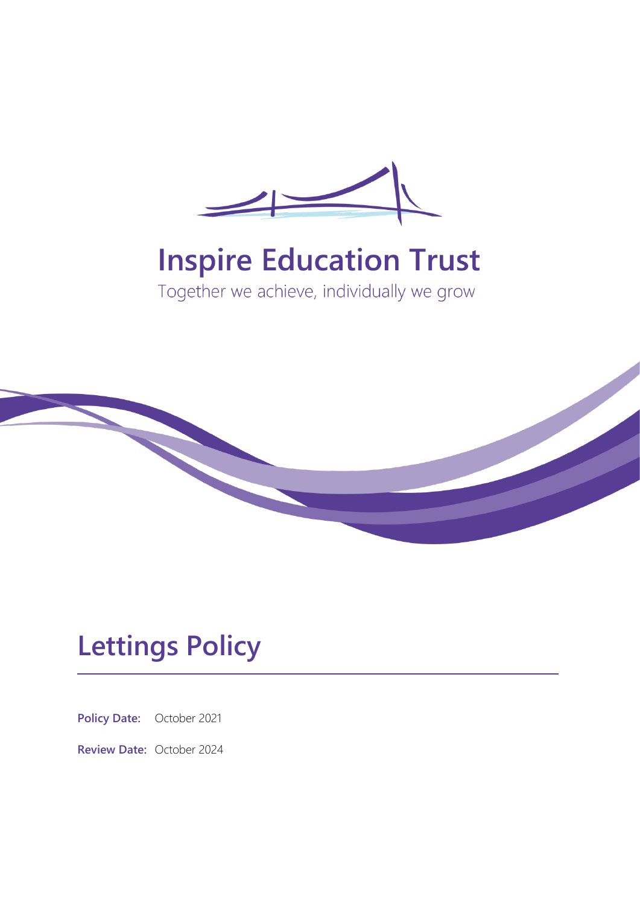# Inspire Education Trust

Together we achieve, individually we grow

# Lettings Policy

**Policy Date:** October 2021

**Review Date:** October 2024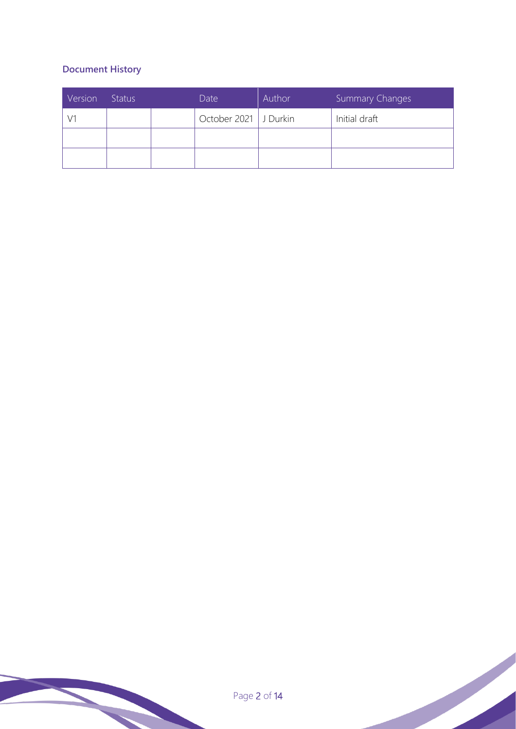### Document History

| Version | Status | | Date | Author | Summary Changes |
|---|---|---|---|---|---|
| V1 | | | October 2021 | J Durkin | Initial draft |
| | | | | | |
| | | | | | |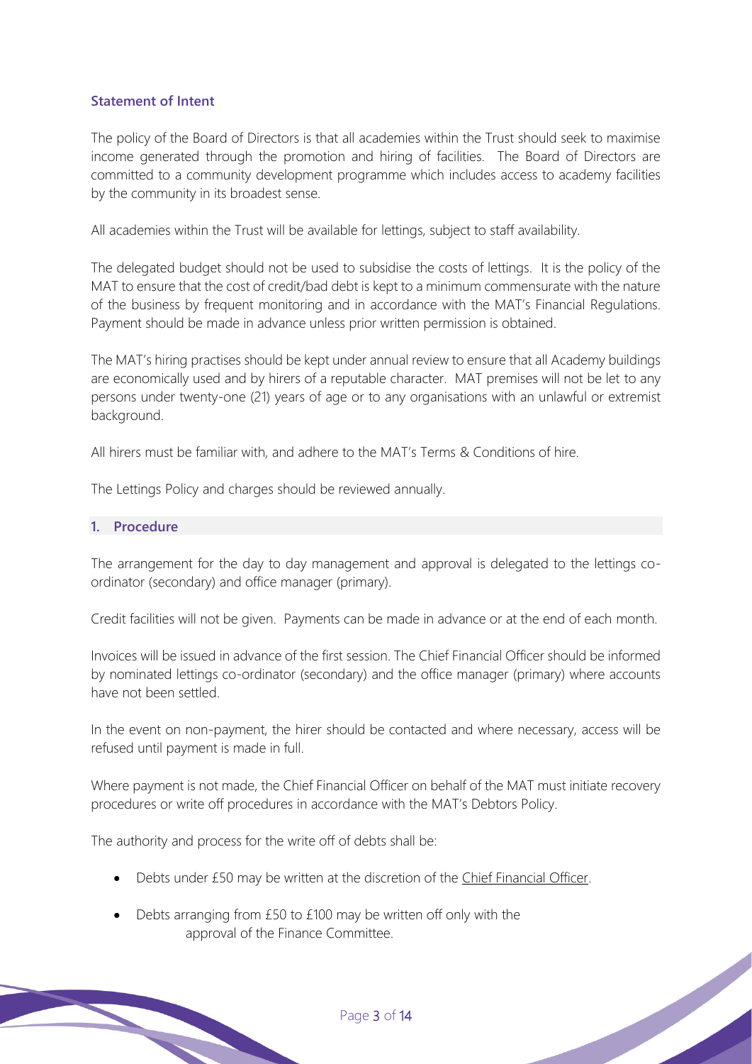### Statement of Intent

The policy of the Board of Directors is that all academies within the Trust should seek to maximise income generated through the promotion and hiring of facilities. The Board of Directors are committed to a community development programme which includes access to academy facilities by the community in its broadest sense.

All academies within the Trust will be available for lettings, subject to staff availability.

The delegated budget should not be used to subsidise the costs of lettings. It is the policy of the MAT to ensure that the cost of credit/bad debt is kept to a minimum commensurate with the nature of the business by frequent monitoring and in accordance with the MAT's Financial Regulations. Payment should be made in advance unless prior written permission is obtained.

The MAT's hiring practises should be kept under annual review to ensure that all Academy buildings are economically used and by hirers of a reputable character. MAT premises will not be let to any persons under twenty-one (21) years of age or to any organisations with an unlawful or extremist background.

All hirers must be familiar with, and adhere to the MAT's Terms & Conditions of hire.

The Lettings Policy and charges should be reviewed annually.

## 1. Procedure

The arrangement for the day to day management and approval is delegated to the lettings co-ordinator (secondary) and office manager (primary).

Credit facilities will not be given. Payments can be made in advance or at the end of each month.

Invoices will be issued in advance of the first session. The Chief Financial Officer should be informed by nominated lettings co-ordinator (secondary) and the office manager (primary) where accounts have not been settled.

In the event on non-payment, the hirer should be contacted and where necessary, access will be refused until payment is made in full.

Where payment is not made, the Chief Financial Officer on behalf of the MAT must initiate recovery procedures or write off procedures in accordance with the MAT's Debtors Policy.

The authority and process for the write off of debts shall be:

- Debts under £50 may be written at the discretion of the Chief Financial Officer.
- Debts arranging from £50 to £100 may be written off only with the approval of the Finance Committee.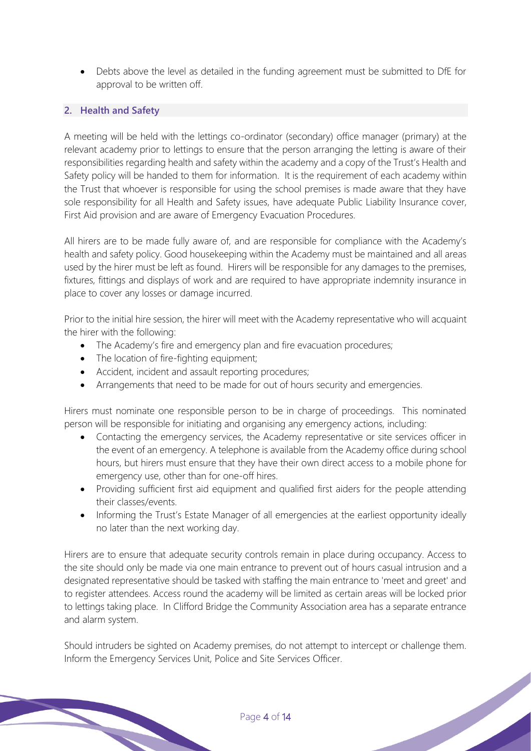- Debts above the level as detailed in the funding agreement must be submitted to DfE for approval to be written off.

## 2. Health and Safety

A meeting will be held with the lettings co-ordinator (secondary) office manager (primary) at the relevant academy prior to lettings to ensure that the person arranging the letting is aware of their responsibilities regarding health and safety within the academy and a copy of the Trust's Health and Safety policy will be handed to them for information. It is the requirement of each academy within the Trust that whoever is responsible for using the school premises is made aware that they have sole responsibility for all Health and Safety issues, have adequate Public Liability Insurance cover, First Aid provision and are aware of Emergency Evacuation Procedures.

All hirers are to be made fully aware of, and are responsible for compliance with the Academy's health and safety policy. Good housekeeping within the Academy must be maintained and all areas used by the hirer must be left as found. Hirers will be responsible for any damages to the premises, fixtures, fittings and displays of work and are required to have appropriate indemnity insurance in place to cover any losses or damage incurred.

Prior to the initial hire session, the hirer will meet with the Academy representative who will acquaint the hirer with the following:

- The Academy's fire and emergency plan and fire evacuation procedures;
- The location of fire-fighting equipment;
- Accident, incident and assault reporting procedures;
- Arrangements that need to be made for out of hours security and emergencies.

Hirers must nominate one responsible person to be in charge of proceedings. This nominated person will be responsible for initiating and organising any emergency actions, including:

- Contacting the emergency services, the Academy representative or site services officer in the event of an emergency. A telephone is available from the Academy office during school hours, but hirers must ensure that they have their own direct access to a mobile phone for emergency use, other than for one-off hires.
- Providing sufficient first aid equipment and qualified first aiders for the people attending their classes/events.
- Informing the Trust's Estate Manager of all emergencies at the earliest opportunity ideally no later than the next working day.

Hirers are to ensure that adequate security controls remain in place during occupancy. Access to the site should only be made via one main entrance to prevent out of hours casual intrusion and a designated representative should be tasked with staffing the main entrance to 'meet and greet' and to register attendees. Access round the academy will be limited as certain areas will be locked prior to lettings taking place. In Clifford Bridge the Community Association area has a separate entrance and alarm system.

Should intruders be sighted on Academy premises, do not attempt to intercept or challenge them. Inform the Emergency Services Unit, Police and Site Services Officer.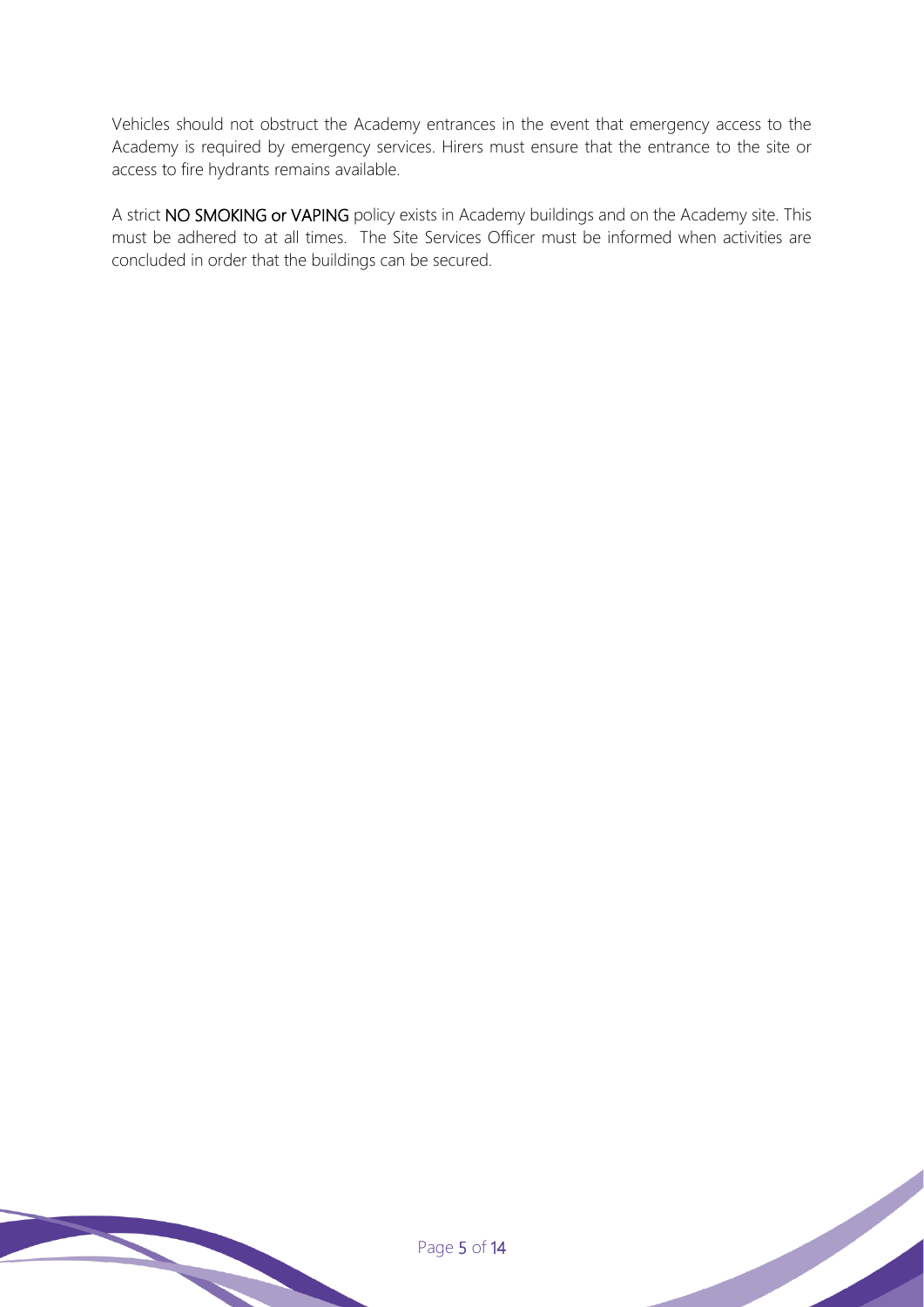Vehicles should not obstruct the Academy entrances in the event that emergency access to the Academy is required by emergency services. Hirers must ensure that the entrance to the site or access to fire hydrants remains available.

A strict **NO SMOKING or VAPING** policy exists in Academy buildings and on the Academy site. This must be adhered to at all times. The Site Services Officer must be informed when activities are concluded in order that the buildings can be secured.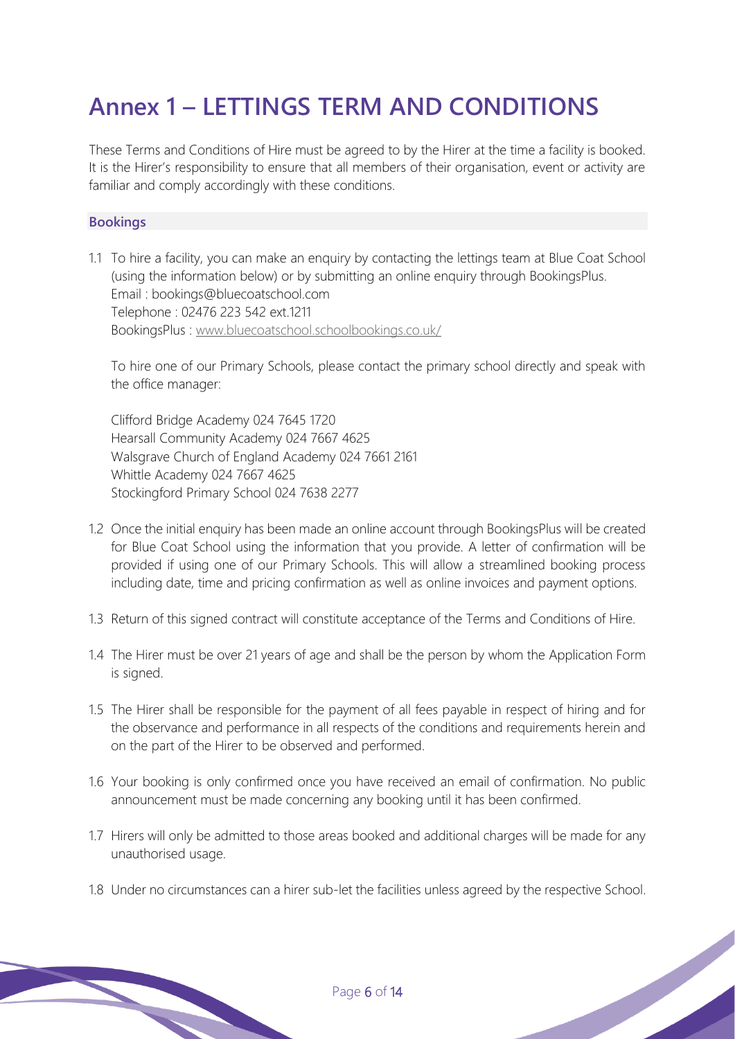# Annex 1 – LETTINGS TERM AND CONDITIONS

These Terms and Conditions of Hire must be agreed to by the Hirer at the time a facility is booked. It is the Hirer's responsibility to ensure that all members of their organisation, event or activity are familiar and comply accordingly with these conditions.

## Bookings

1.1 To hire a facility, you can make an enquiry by contacting the lettings team at Blue Coat School (using the information below) or by submitting an online enquiry through BookingsPlus.
Email : bookings@bluecoatschool.com
Telephone : 02476 223 542 ext.1211
BookingsPlus : www.bluecoatschool.schoolbookings.co.uk/

To hire one of our Primary Schools, please contact the primary school directly and speak with the office manager:

Clifford Bridge Academy 024 7645 1720
Hearsall Community Academy 024 7667 4625
Walsgrave Church of England Academy 024 7661 2161
Whittle Academy 024 7667 4625
Stockingford Primary School 024 7638 2277

1.2 Once the initial enquiry has been made an online account through BookingsPlus will be created for Blue Coat School using the information that you provide. A letter of confirmation will be provided if using one of our Primary Schools. This will allow a streamlined booking process including date, time and pricing confirmation as well as online invoices and payment options.

1.3 Return of this signed contract will constitute acceptance of the Terms and Conditions of Hire.

1.4 The Hirer must be over 21 years of age and shall be the person by whom the Application Form is signed.

1.5 The Hirer shall be responsible for the payment of all fees payable in respect of hiring and for the observance and performance in all respects of the conditions and requirements herein and on the part of the Hirer to be observed and performed.

1.6 Your booking is only confirmed once you have received an email of confirmation. No public announcement must be made concerning any booking until it has been confirmed.

1.7 Hirers will only be admitted to those areas booked and additional charges will be made for any unauthorised usage.

1.8 Under no circumstances can a hirer sub-let the facilities unless agreed by the respective School.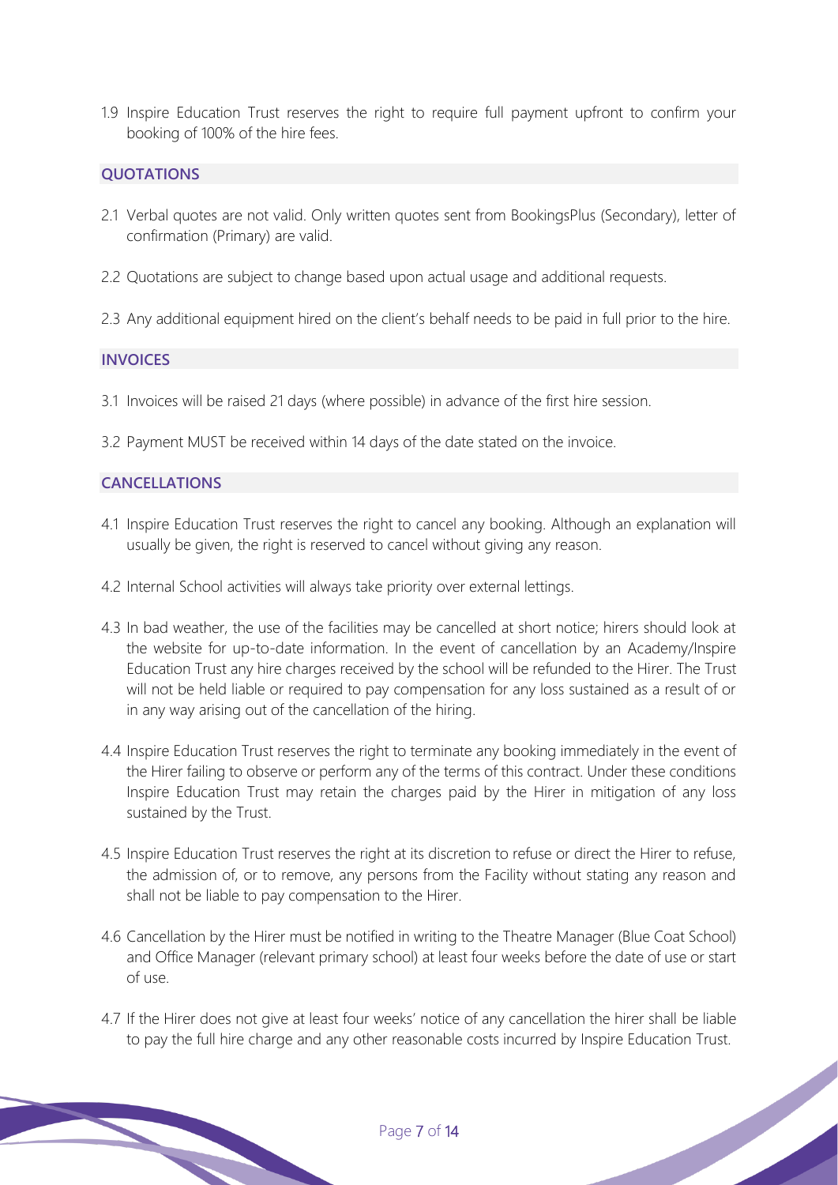1.9 Inspire Education Trust reserves the right to require full payment upfront to confirm your booking of 100% of the hire fees.

## QUOTATIONS

2.1 Verbal quotes are not valid. Only written quotes sent from BookingsPlus (Secondary), letter of confirmation (Primary) are valid.

2.2 Quotations are subject to change based upon actual usage and additional requests.

2.3 Any additional equipment hired on the client's behalf needs to be paid in full prior to the hire.

## INVOICES

3.1 Invoices will be raised 21 days (where possible) in advance of the first hire session.

3.2 Payment MUST be received within 14 days of the date stated on the invoice.

## CANCELLATIONS

4.1 Inspire Education Trust reserves the right to cancel any booking. Although an explanation will usually be given, the right is reserved to cancel without giving any reason.

4.2 Internal School activities will always take priority over external lettings.

4.3 In bad weather, the use of the facilities may be cancelled at short notice; hirers should look at the website for up-to-date information. In the event of cancellation by an Academy/Inspire Education Trust any hire charges received by the school will be refunded to the Hirer. The Trust will not be held liable or required to pay compensation for any loss sustained as a result of or in any way arising out of the cancellation of the hiring.

4.4 Inspire Education Trust reserves the right to terminate any booking immediately in the event of the Hirer failing to observe or perform any of the terms of this contract. Under these conditions Inspire Education Trust may retain the charges paid by the Hirer in mitigation of any loss sustained by the Trust.

4.5 Inspire Education Trust reserves the right at its discretion to refuse or direct the Hirer to refuse, the admission of, or to remove, any persons from the Facility without stating any reason and shall not be liable to pay compensation to the Hirer.

4.6 Cancellation by the Hirer must be notified in writing to the Theatre Manager (Blue Coat School) and Office Manager (relevant primary school) at least four weeks before the date of use or start of use.

4.7 If the Hirer does not give at least four weeks' notice of any cancellation the hirer shall be liable to pay the full hire charge and any other reasonable costs incurred by Inspire Education Trust.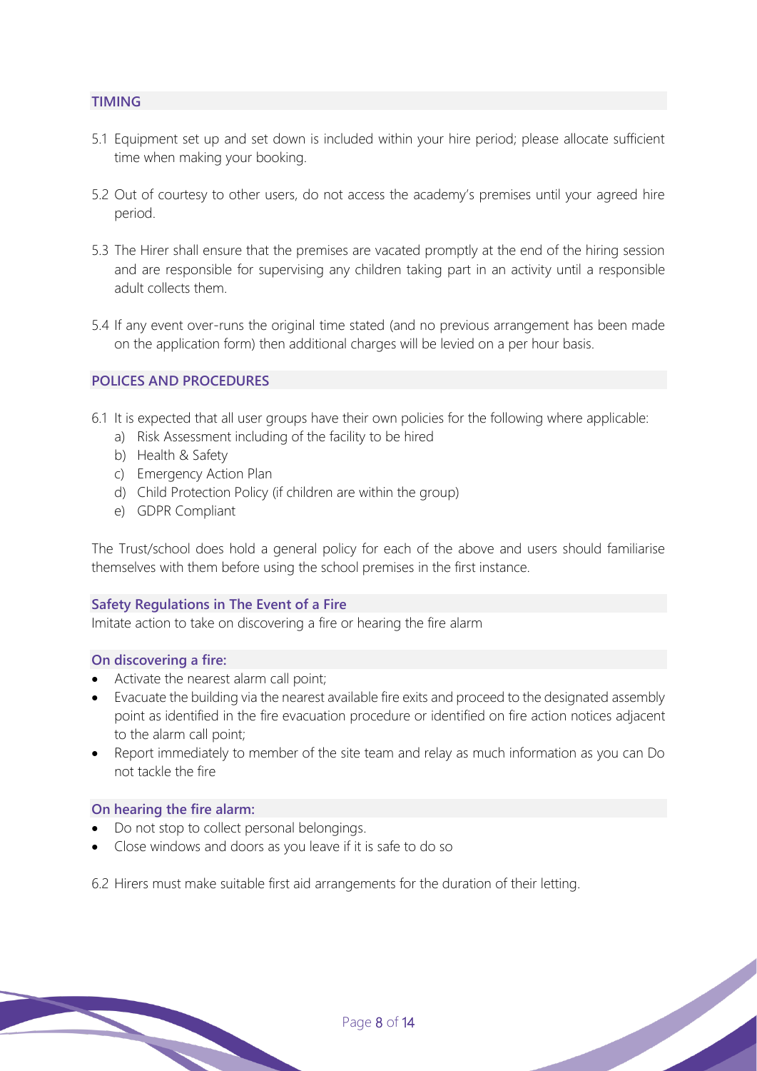## TIMING

5.1 Equipment set up and set down is included within your hire period; please allocate sufficient time when making your booking.

5.2 Out of courtesy to other users, do not access the academy's premises until your agreed hire period.

5.3 The Hirer shall ensure that the premises are vacated promptly at the end of the hiring session and are responsible for supervising any children taking part in an activity until a responsible adult collects them.

5.4 If any event over-runs the original time stated (and no previous arrangement has been made on the application form) then additional charges will be levied on a per hour basis.

## POLICES AND PROCEDURES

6.1 It is expected that all user groups have their own policies for the following where applicable:

a) Risk Assessment including of the facility to be hired
b) Health & Safety
c) Emergency Action Plan
d) Child Protection Policy (if children are within the group)
e) GDPR Compliant

The Trust/school does hold a general policy for each of the above and users should familiarise themselves with them before using the school premises in the first instance.

### Safety Regulations in The Event of a Fire

Imitate action to take on discovering a fire or hearing the fire alarm

### On discovering a fire:

- Activate the nearest alarm call point;
- Evacuate the building via the nearest available fire exits and proceed to the designated assembly point as identified in the fire evacuation procedure or identified on fire action notices adjacent to the alarm call point;
- Report immediately to member of the site team and relay as much information as you can Do not tackle the fire

### On hearing the fire alarm:

- Do not stop to collect personal belongings.
- Close windows and doors as you leave if it is safe to do so

6.2 Hirers must make suitable first aid arrangements for the duration of their letting.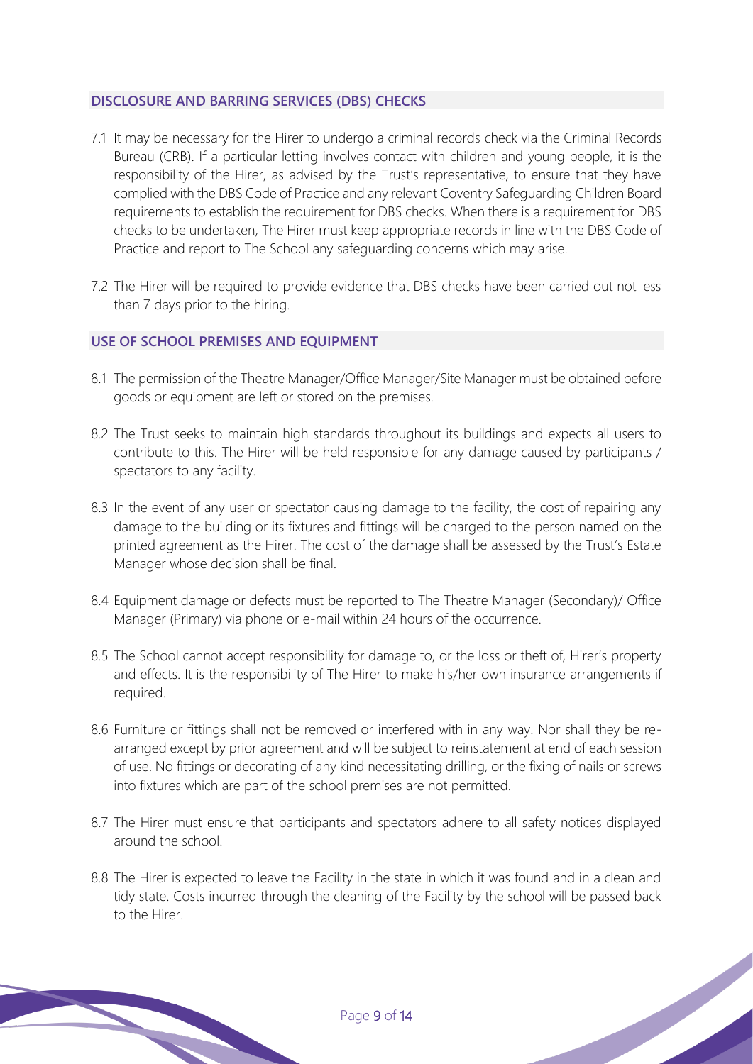## DISCLOSURE AND BARRING SERVICES (DBS) CHECKS

7.1 It may be necessary for the Hirer to undergo a criminal records check via the Criminal Records Bureau (CRB). If a particular letting involves contact with children and young people, it is the responsibility of the Hirer, as advised by the Trust's representative, to ensure that they have complied with the DBS Code of Practice and any relevant Coventry Safeguarding Children Board requirements to establish the requirement for DBS checks. When there is a requirement for DBS checks to be undertaken, The Hirer must keep appropriate records in line with the DBS Code of Practice and report to The School any safeguarding concerns which may arise.

7.2 The Hirer will be required to provide evidence that DBS checks have been carried out not less than 7 days prior to the hiring.

## USE OF SCHOOL PREMISES AND EQUIPMENT

8.1 The permission of the Theatre Manager/Office Manager/Site Manager must be obtained before goods or equipment are left or stored on the premises.

8.2 The Trust seeks to maintain high standards throughout its buildings and expects all users to contribute to this. The Hirer will be held responsible for any damage caused by participants / spectators to any facility.

8.3 In the event of any user or spectator causing damage to the facility, the cost of repairing any damage to the building or its fixtures and fittings will be charged to the person named on the printed agreement as the Hirer. The cost of the damage shall be assessed by the Trust's Estate Manager whose decision shall be final.

8.4 Equipment damage or defects must be reported to The Theatre Manager (Secondary)/ Office Manager (Primary) via phone or e-mail within 24 hours of the occurrence.

8.5 The School cannot accept responsibility for damage to, or the loss or theft of, Hirer's property and effects. It is the responsibility of The Hirer to make his/her own insurance arrangements if required.

8.6 Furniture or fittings shall not be removed or interfered with in any way. Nor shall they be re-arranged except by prior agreement and will be subject to reinstatement at end of each session of use. No fittings or decorating of any kind necessitating drilling, or the fixing of nails or screws into fixtures which are part of the school premises are not permitted.

8.7 The Hirer must ensure that participants and spectators adhere to all safety notices displayed around the school.

8.8 The Hirer is expected to leave the Facility in the state in which it was found and in a clean and tidy state. Costs incurred through the cleaning of the Facility by the school will be passed back to the Hirer.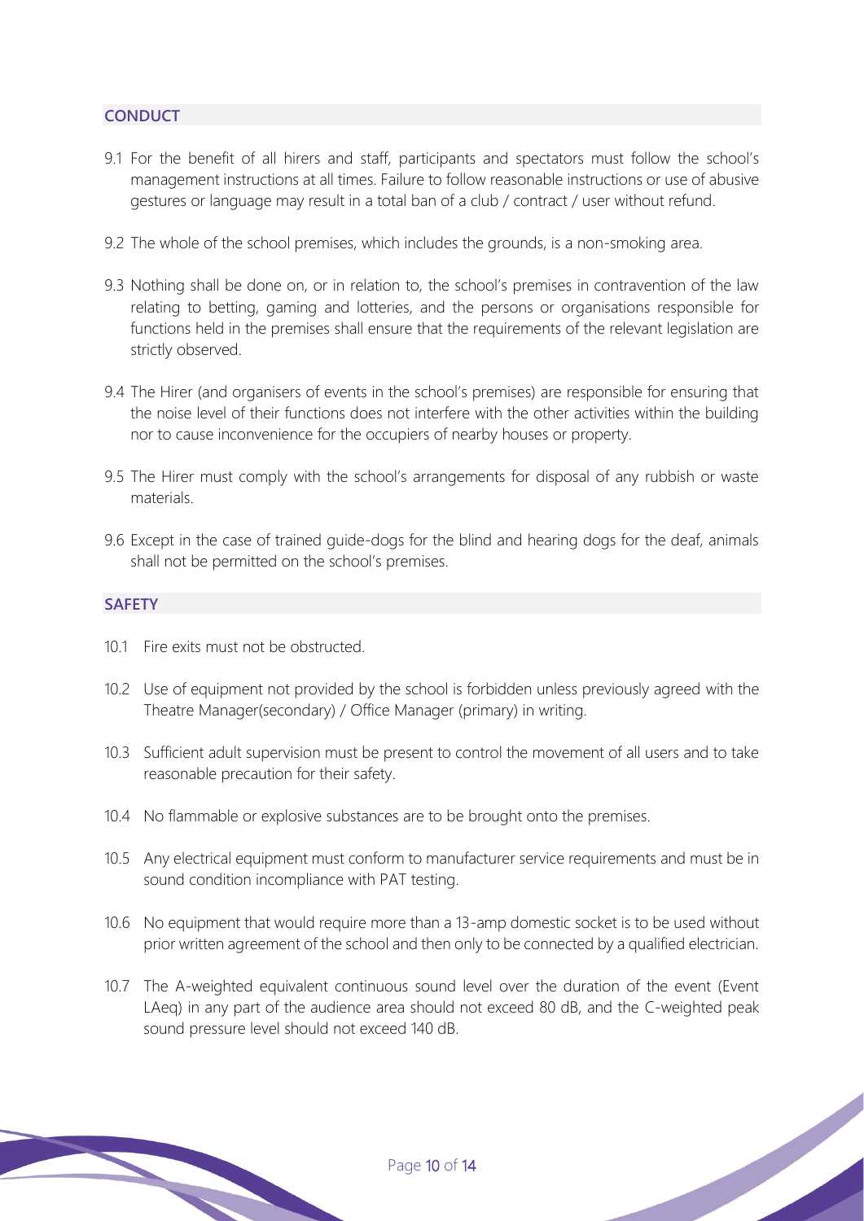## CONDUCT

9.1 For the benefit of all hirers and staff, participants and spectators must follow the school's management instructions at all times. Failure to follow reasonable instructions or use of abusive gestures or language may result in a total ban of a club / contract / user without refund.

9.2 The whole of the school premises, which includes the grounds, is a non-smoking area.

9.3 Nothing shall be done on, or in relation to, the school's premises in contravention of the law relating to betting, gaming and lotteries, and the persons or organisations responsible for functions held in the premises shall ensure that the requirements of the relevant legislation are strictly observed.

9.4 The Hirer (and organisers of events in the school's premises) are responsible for ensuring that the noise level of their functions does not interfere with the other activities within the building nor to cause inconvenience for the occupiers of nearby houses or property.

9.5 The Hirer must comply with the school's arrangements for disposal of any rubbish or waste materials.

9.6 Except in the case of trained guide-dogs for the blind and hearing dogs for the deaf, animals shall not be permitted on the school's premises.

## SAFETY

10.1 Fire exits must not be obstructed.

10.2 Use of equipment not provided by the school is forbidden unless previously agreed with the Theatre Manager(secondary) / Office Manager (primary) in writing.

10.3 Sufficient adult supervision must be present to control the movement of all users and to take reasonable precaution for their safety.

10.4 No flammable or explosive substances are to be brought onto the premises.

10.5 Any electrical equipment must conform to manufacturer service requirements and must be in sound condition incompliance with PAT testing.

10.6 No equipment that would require more than a 13-amp domestic socket is to be used without prior written agreement of the school and then only to be connected by a qualified electrician.

10.7 The A-weighted equivalent continuous sound level over the duration of the event (Event LAeq) in any part of the audience area should not exceed 80 dB, and the C-weighted peak sound pressure level should not exceed 140 dB.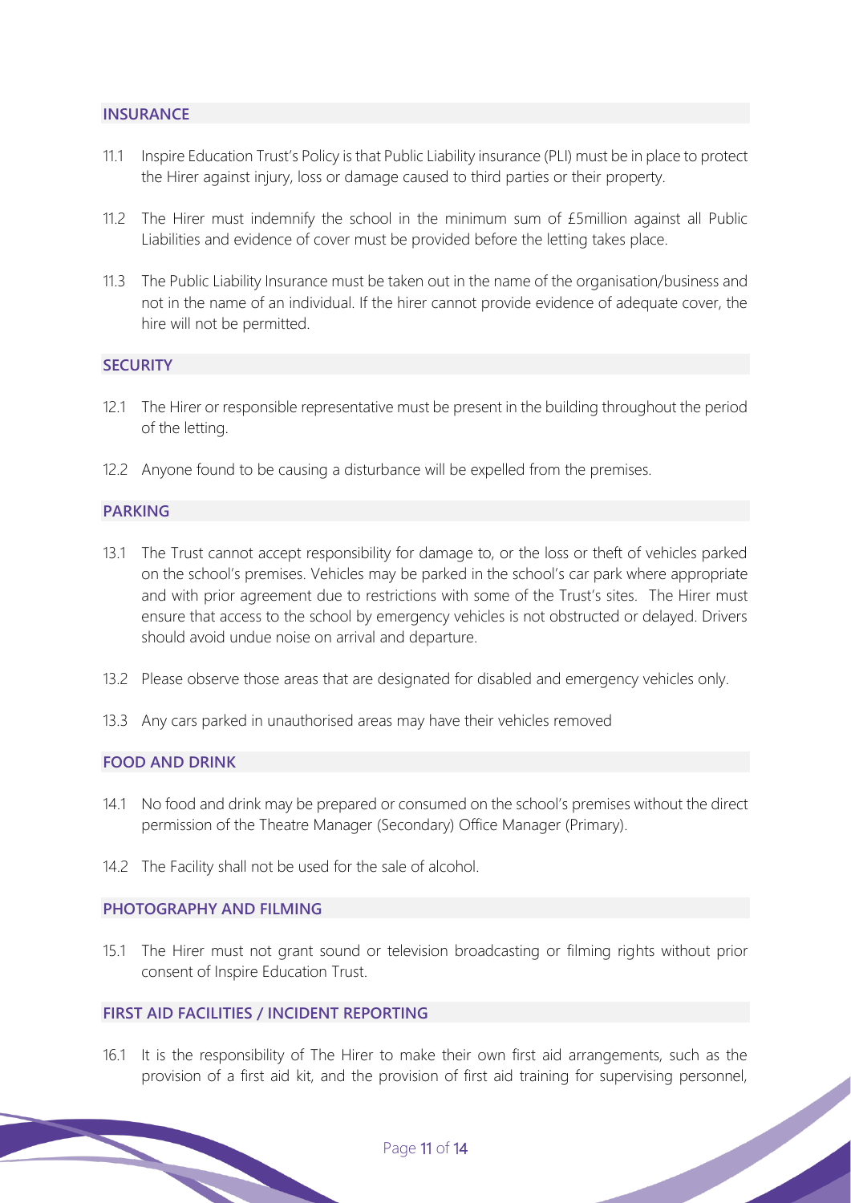## INSURANCE

11.1 Inspire Education Trust's Policy is that Public Liability insurance (PLI) must be in place to protect the Hirer against injury, loss or damage caused to third parties or their property.

11.2 The Hirer must indemnify the school in the minimum sum of £5million against all Public Liabilities and evidence of cover must be provided before the letting takes place.

11.3 The Public Liability Insurance must be taken out in the name of the organisation/business and not in the name of an individual. If the hirer cannot provide evidence of adequate cover, the hire will not be permitted.

## SECURITY

12.1 The Hirer or responsible representative must be present in the building throughout the period of the letting.

12.2 Anyone found to be causing a disturbance will be expelled from the premises.

## PARKING

13.1 The Trust cannot accept responsibility for damage to, or the loss or theft of vehicles parked on the school's premises. Vehicles may be parked in the school's car park where appropriate and with prior agreement due to restrictions with some of the Trust's sites. The Hirer must ensure that access to the school by emergency vehicles is not obstructed or delayed. Drivers should avoid undue noise on arrival and departure.

13.2 Please observe those areas that are designated for disabled and emergency vehicles only.

13.3 Any cars parked in unauthorised areas may have their vehicles removed

## FOOD AND DRINK

14.1 No food and drink may be prepared or consumed on the school's premises without the direct permission of the Theatre Manager (Secondary) Office Manager (Primary).

14.2 The Facility shall not be used for the sale of alcohol.

## PHOTOGRAPHY AND FILMING

15.1 The Hirer must not grant sound or television broadcasting or filming rights without prior consent of Inspire Education Trust.

## FIRST AID FACILITIES / INCIDENT REPORTING

16.1 It is the responsibility of The Hirer to make their own first aid arrangements, such as the provision of a first aid kit, and the provision of first aid training for supervising personnel,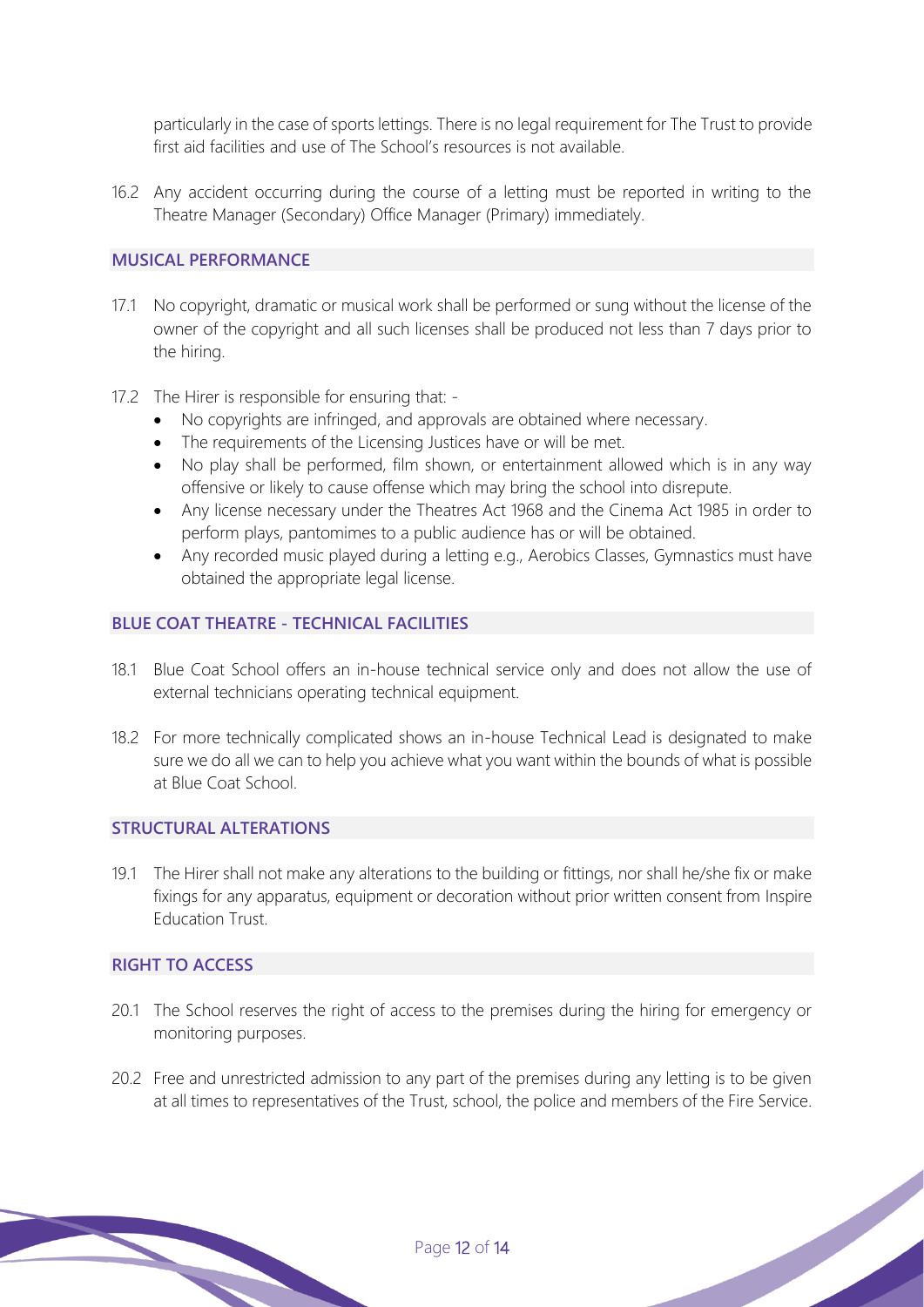particularly in the case of sports lettings. There is no legal requirement for The Trust to provide first aid facilities and use of The School's resources is not available.

16.2 Any accident occurring during the course of a letting must be reported in writing to the Theatre Manager (Secondary) Office Manager (Primary) immediately.

## MUSICAL PERFORMANCE

17.1 No copyright, dramatic or musical work shall be performed or sung without the license of the owner of the copyright and all such licenses shall be produced not less than 7 days prior to the hiring.

17.2 The Hirer is responsible for ensuring that: -

- No copyrights are infringed, and approvals are obtained where necessary.
- The requirements of the Licensing Justices have or will be met.
- No play shall be performed, film shown, or entertainment allowed which is in any way offensive or likely to cause offense which may bring the school into disrepute.
- Any license necessary under the Theatres Act 1968 and the Cinema Act 1985 in order to perform plays, pantomimes to a public audience has or will be obtained.
- Any recorded music played during a letting e.g., Aerobics Classes, Gymnastics must have obtained the appropriate legal license.

## BLUE COAT THEATRE - TECHNICAL FACILITIES

18.1 Blue Coat School offers an in-house technical service only and does not allow the use of external technicians operating technical equipment.

18.2 For more technically complicated shows an in-house Technical Lead is designated to make sure we do all we can to help you achieve what you want within the bounds of what is possible at Blue Coat School.

## STRUCTURAL ALTERATIONS

19.1 The Hirer shall not make any alterations to the building or fittings, nor shall he/she fix or make fixings for any apparatus, equipment or decoration without prior written consent from Inspire Education Trust.

## RIGHT TO ACCESS

20.1 The School reserves the right of access to the premises during the hiring for emergency or monitoring purposes.

20.2 Free and unrestricted admission to any part of the premises during any letting is to be given at all times to representatives of the Trust, school, the police and members of the Fire Service.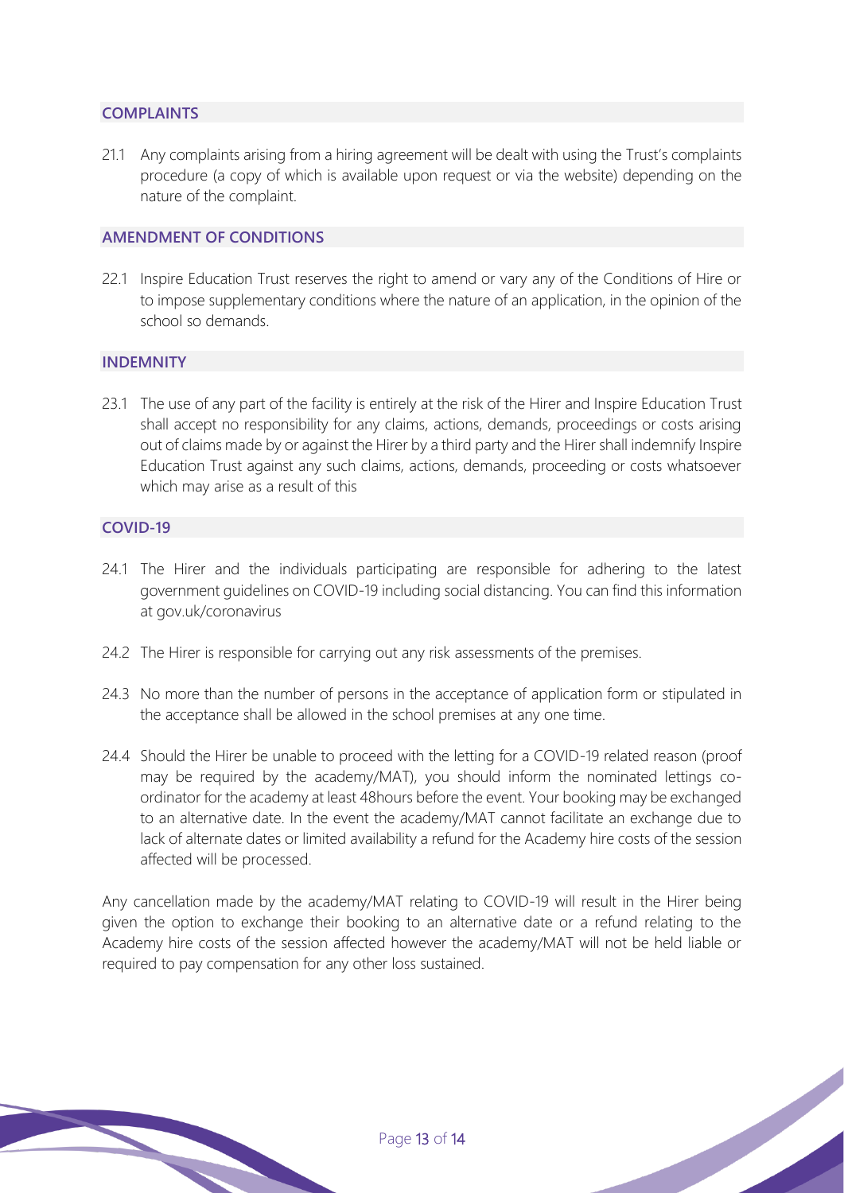## COMPLAINTS

21.1 Any complaints arising from a hiring agreement will be dealt with using the Trust's complaints procedure (a copy of which is available upon request or via the website) depending on the nature of the complaint.

## AMENDMENT OF CONDITIONS

22.1 Inspire Education Trust reserves the right to amend or vary any of the Conditions of Hire or to impose supplementary conditions where the nature of an application, in the opinion of the school so demands.

## INDEMNITY

23.1 The use of any part of the facility is entirely at the risk of the Hirer and Inspire Education Trust shall accept no responsibility for any claims, actions, demands, proceedings or costs arising out of claims made by or against the Hirer by a third party and the Hirer shall indemnify Inspire Education Trust against any such claims, actions, demands, proceeding or costs whatsoever which may arise as a result of this

## COVID-19

24.1 The Hirer and the individuals participating are responsible for adhering to the latest government guidelines on COVID-19 including social distancing. You can find this information at gov.uk/coronavirus

24.2 The Hirer is responsible for carrying out any risk assessments of the premises.

24.3 No more than the number of persons in the acceptance of application form or stipulated in the acceptance shall be allowed in the school premises at any one time.

24.4 Should the Hirer be unable to proceed with the letting for a COVID-19 related reason (proof may be required by the academy/MAT), you should inform the nominated lettings co-ordinator for the academy at least 48hours before the event. Your booking may be exchanged to an alternative date. In the event the academy/MAT cannot facilitate an exchange due to lack of alternate dates or limited availability a refund for the Academy hire costs of the session affected will be processed.

Any cancellation made by the academy/MAT relating to COVID-19 will result in the Hirer being given the option to exchange their booking to an alternative date or a refund relating to the Academy hire costs of the session affected however the academy/MAT will not be held liable or required to pay compensation for any other loss sustained.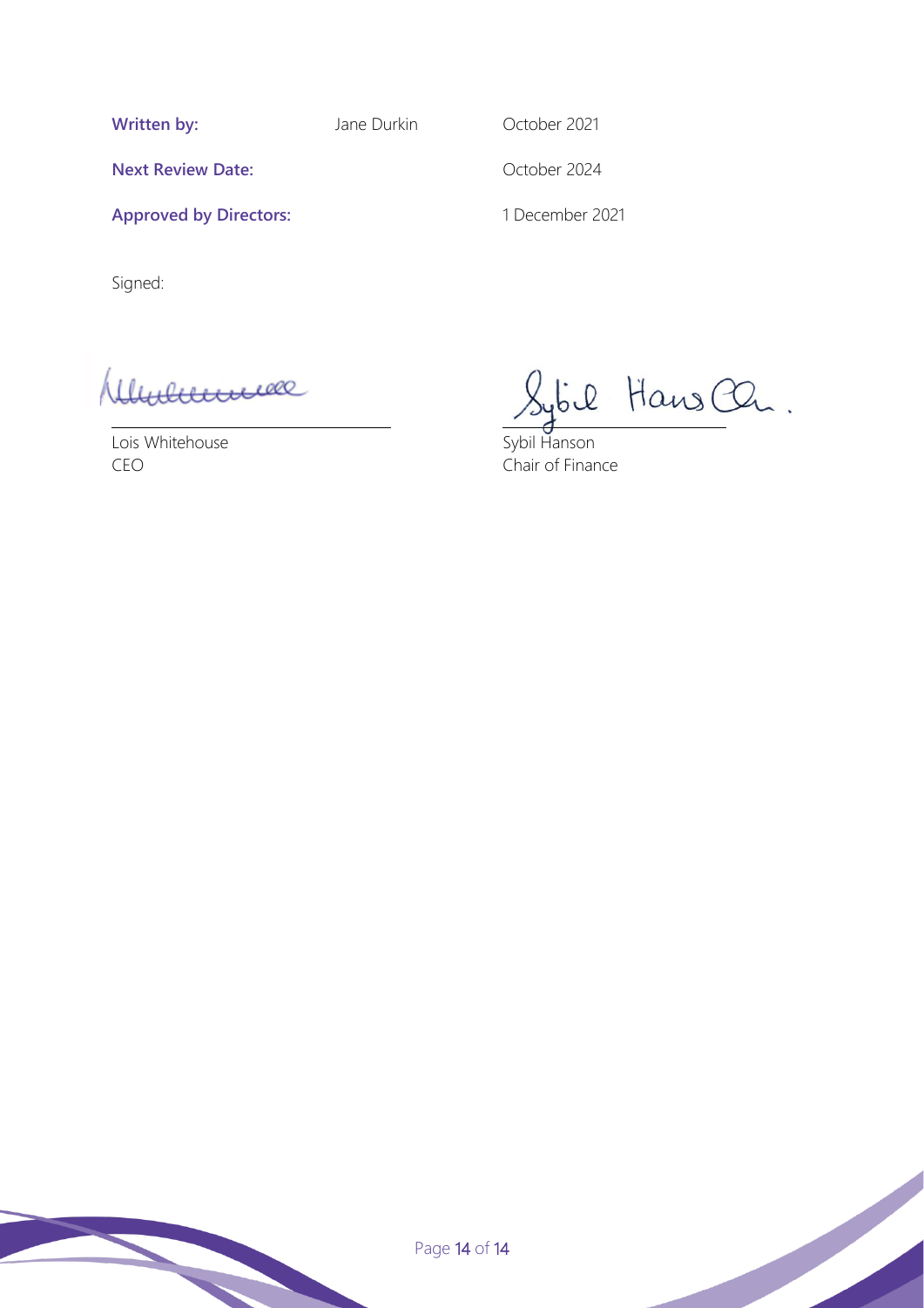**Written by:** Jane Durkin October 2021

**Next Review Date:** October 2024

**Approved by Directors:** 1 December 2021

Signed:

Lois Whitehouse
CEO

Sybil Hanson
Chair of Finance